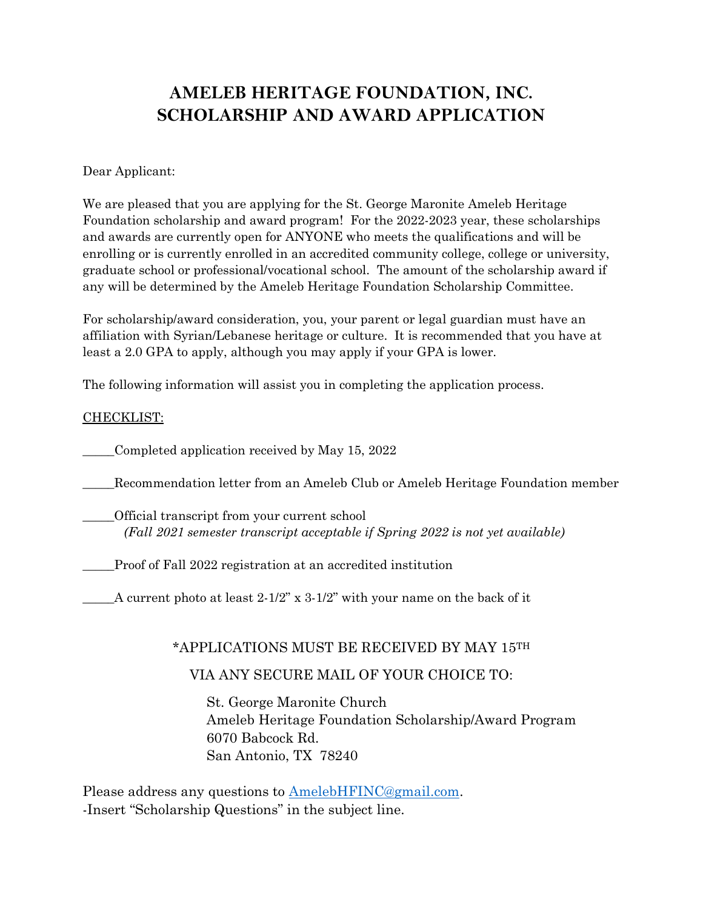# AMELEB HERITAGE FOUNDATION, INC.
# SCHOLARSHIP AND AWARD APPLICATION

Dear Applicant:

We are pleased that you are applying for the St. George Maronite Ameleb Heritage Foundation scholarship and award program! For the 2022-2023 year, these scholarships and awards are currently open for ANYONE who meets the qualifications and will be enrolling or is currently enrolled in an accredited community college, college or university, graduate school or professional/vocational school. The amount of the scholarship award if any will be determined by the Ameleb Heritage Foundation Scholarship Committee.

For scholarship/award consideration, you, your parent or legal guardian must have an affiliation with Syrian/Lebanese heritage or culture. It is recommended that you have at least a 2.0 GPA to apply, although you may apply if your GPA is lower.

The following information will assist you in completing the application process.

<u>CHECKLIST:</u>

_____Completed application received by May 15, 2022

_____Recommendation letter from an Ameleb Club or Ameleb Heritage Foundation member

_____Official transcript from your current school
*(Fall 2021 semester transcript acceptable if Spring 2022 is not yet available)*

_____Proof of Fall 2022 registration at an accredited institution

_____A current photo at least 2-1/2" x 3-1/2" with your name on the back of it

*APPLICATIONS MUST BE RECEIVED BY MAY 15TH

VIA ANY SECURE MAIL OF YOUR CHOICE TO:

St. George Maronite Church
Ameleb Heritage Foundation Scholarship/Award Program
6070 Babcock Rd.
San Antonio, TX 78240

Please address any questions to AmelebHFINC@gmail.com.
-Insert "Scholarship Questions" in the subject line.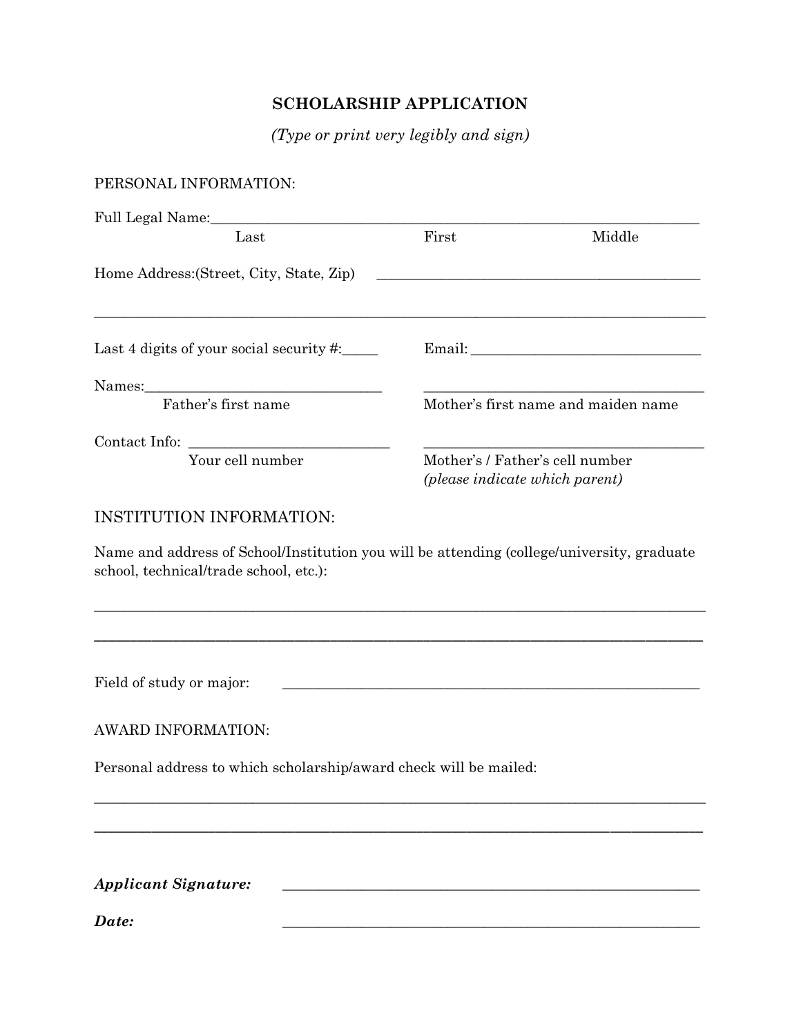## SCHOLARSHIP APPLICATION

*(Type or print very legibly and sign)*

PERSONAL INFORMATION:

Full Legal Name:_______________________________________________________________

Last                                        First                                        Middle

Home Address:(Street, City, State, Zip)   ___________________________________________

_______________________________________________________________________________

Last 4 digits of your social security #:_____        Email: ______________________________

Names:________________________________        _____________________________________

Father's first name                                        Mother's first name and maiden name

Contact Info: ___________________________        _____________________________________

Your cell number                                        Mother's / Father's cell number *(please indicate which parent)*

INSTITUTION INFORMATION:

Name and address of School/Institution you will be attending (college/university, graduate school, technical/trade school, etc.):

_______________________________________________________________________________

_______________________________________________________________________________

Field of study or major:        _______________________________________________________

AWARD INFORMATION:

Personal address to which scholarship/award check will be mailed:

_______________________________________________________________________________

_______________________________________________________________________________

***Applicant Signature:***        _______________________________________________________

***Date:***        _______________________________________________________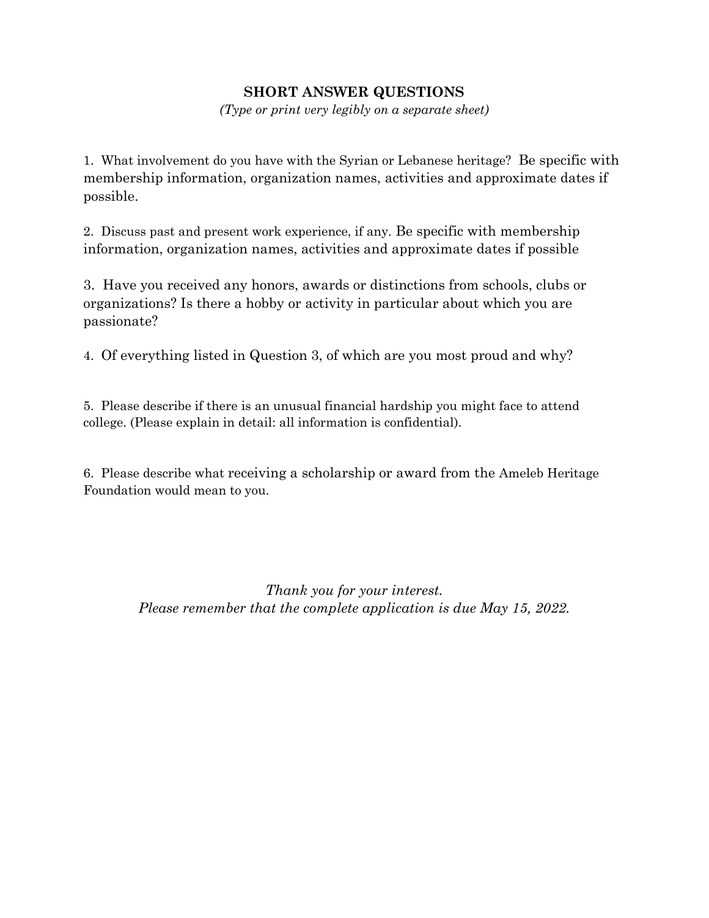## SHORT ANSWER QUESTIONS

*(Type or print very legibly on a separate sheet)*

1. What involvement do you have with the Syrian or Lebanese heritage? Be specific with membership information, organization names, activities and approximate dates if possible.

2. Discuss past and present work experience, if any. Be specific with membership information, organization names, activities and approximate dates if possible

3. Have you received any honors, awards or distinctions from schools, clubs or organizations? Is there a hobby or activity in particular about which you are passionate?

4. Of everything listed in Question 3, of which are you most proud and why?

5. Please describe if there is an unusual financial hardship you might face to attend college. (Please explain in detail: all information is confidential).

6. Please describe what receiving a scholarship or award from the Ameleb Heritage Foundation would mean to you.

*Thank you for your interest.*
*Please remember that the complete application is due May 15, 2022.*